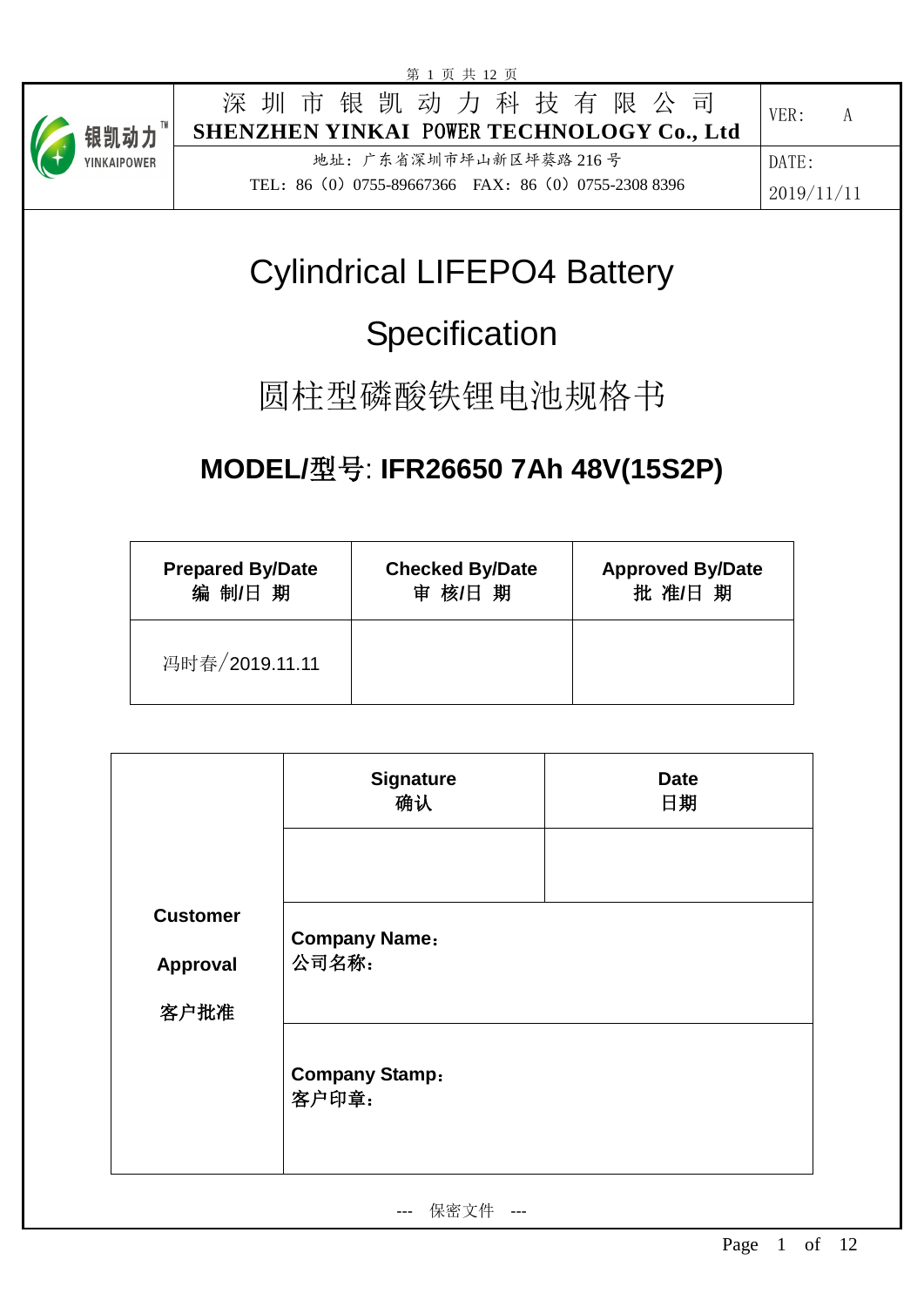| 深圳市银凯动力科技有限公司<br>SHENZHEN YINKAI POWER TECHNOLOGY Co., Ltd | VER: A |
|---|---|
| 地址：广东省深圳市坪山新区坪葵路 216 号<br>TEL：86（0）0755-89667366 FAX：86（0）0755-2308 8396 | DATE:<br>2019/11/11 |

# Cylindrical LIFEPO4 Battery Specification

# 圆柱型磷酸铁锂电池规格书

## MODEL/型号: IFR26650 7Ah 48V(15S2P)

| Prepared By/Date<br>编 制/日 期 | Checked By/Date<br>审 核/日 期 | Approved By/Date<br>批 准/日 期 |
|---|---|---|
| 冯时春/2019.11.11 | | |

| | Signature<br>确认 | Date<br>日期 |
|---|---|---|
| **Customer Approval 客户批准** | | |
| | **Company Name：<br>公司名称：** | |
| | **Company Stamp：<br>客户印章：** | |

--- 保密文件 ---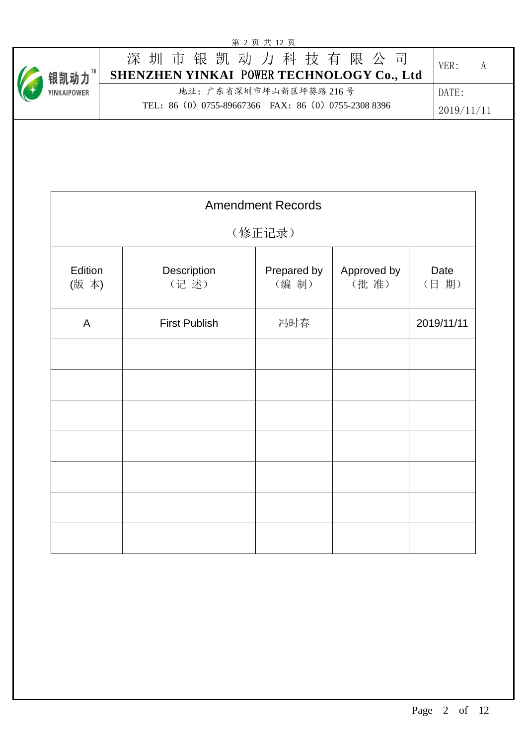# Amendment Records

（修正记录）

| Edition (版 本) | Description （记 述） | Prepared by （编 制） | Approved by （批 准） | Date （日 期） |
|---|---|---|---|---|
| A | First Publish | 冯时春 | | 2019/11/11 |
| | | | | |
| | | | | |
| | | | | |
| | | | | |
| | | | | |
| | | | | |
| | | | | |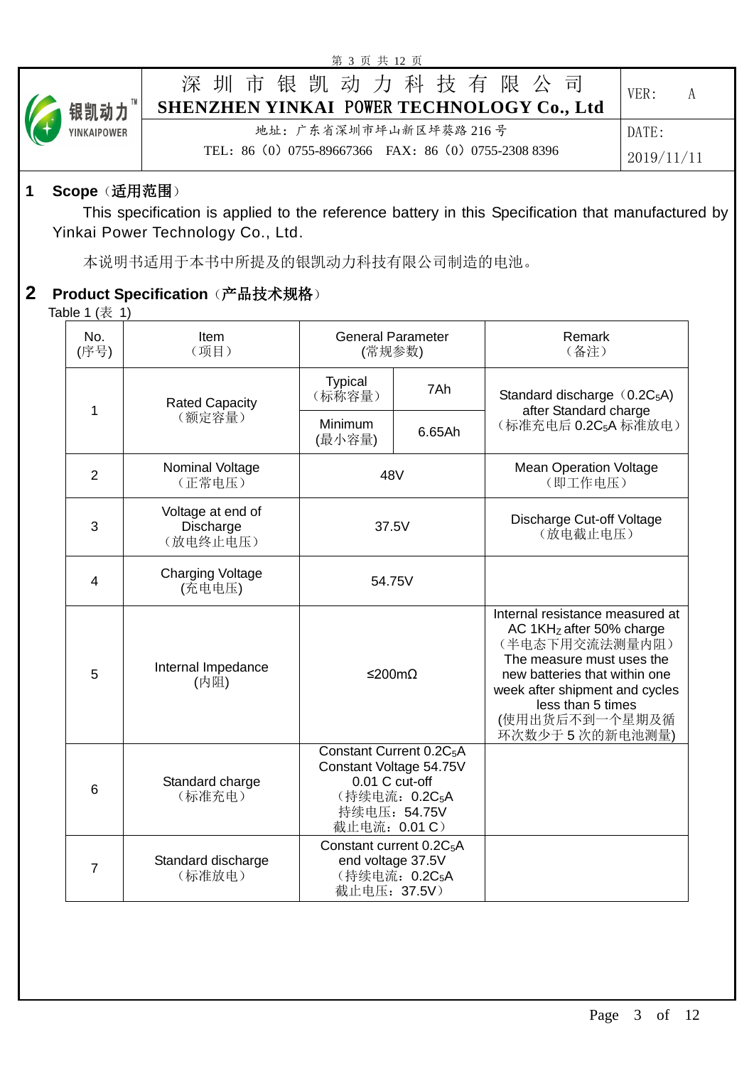## 1 Scope（适用范围）

This specification is applied to the reference battery in this Specification that manufactured by Yinkai Power Technology Co., Ltd.

本说明书适用于本书中所提及的银凯动力科技有限公司制造的电池。

## 2 Product Specification（产品技术规格）

Table 1 (表 1)

| No. (序号) | Item （项目） | General Parameter (常规参数) | | Remark （备注） |
|---|---|---|---|---|
| 1 | Rated Capacity （额定容量） | Typical （标称容量） | 7Ah | Standard discharge（$0.2C_5A$） after Standard charge （标准充电后 $0.2C_5A$ 标准放电） |
| | | Minimum (最小容量) | 6.65Ah | |
| 2 | Nominal Voltage （正常电压） | 48V | | Mean Operation Voltage （即工作电压） |
| 3 | Voltage at end of Discharge （放电终止电压） | 37.5V | | Discharge Cut-off Voltage （放电截止电压） |
| 4 | Charging Voltage (充电电压) | 54.75V | | |
| 5 | Internal Impedance (内阻) | ≤200mΩ | | Internal resistance measured at AC $1KH_Z$ after 50% charge （半电态下用交流法测量内阻） The measure must uses the new batteries that within one week after shipment and cycles less than 5 times (使用出货后不到一个星期及循环次数少于 5 次的新电池测量) |
| 6 | Standard charge （标准充电） | Constant Current $0.2C_5A$ Constant Voltage 54.75V 0.01 C cut-off （持续电流：$0.2C_5A$ 持续电压：54.75V 截止电流：0.01 C） | | |
| 7 | Standard discharge （标准放电） | Constant current $0.2C_5A$ end voltage 37.5V （持续电流：$0.2C_5A$ 截止电压：37.5V） | | |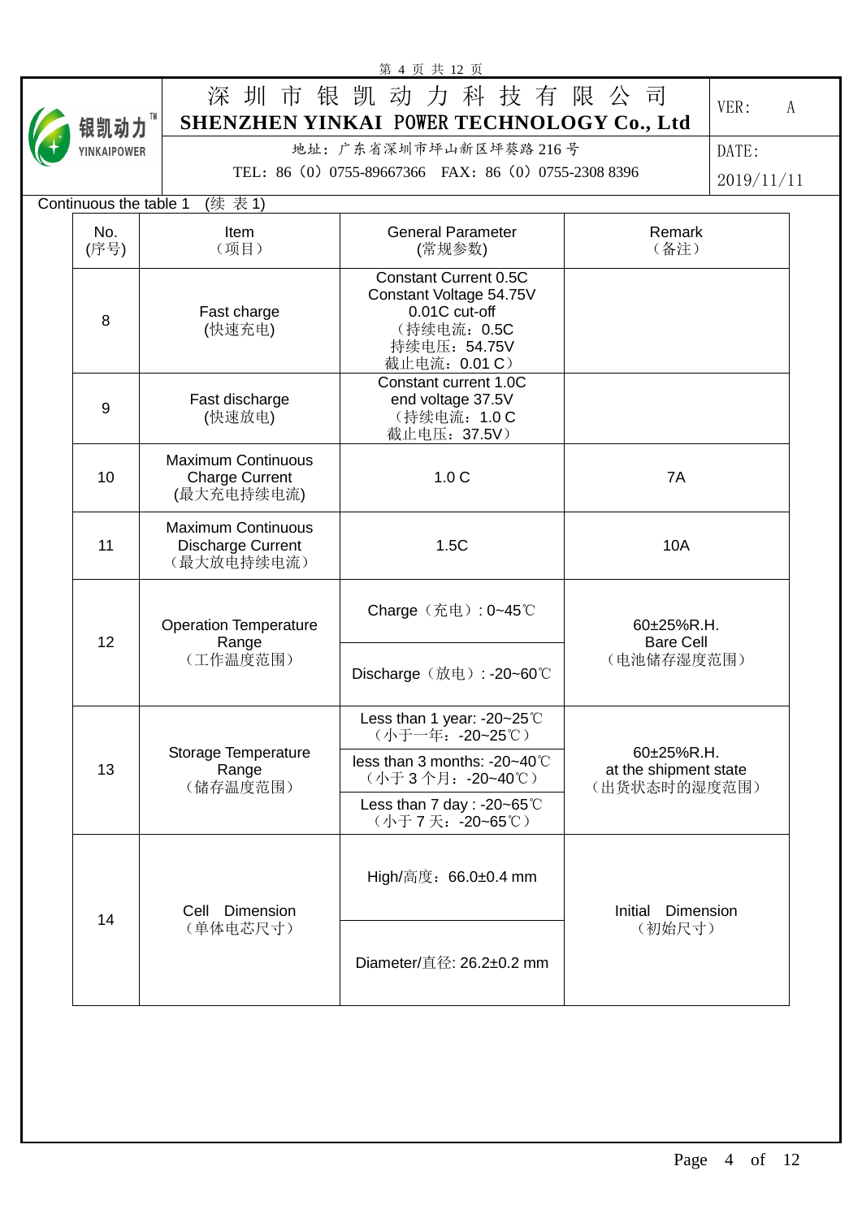Continuous the table 1 (续 表 1)

| No. (序号) | Item （项目） | General Parameter (常规参数) | Remark （备注） |
|---|---|---|---|
| 8 | Fast charge (快速充电) | Constant Current 0.5C<br>Constant Voltage 54.75V<br>0.01C cut-off<br>（持续电流：0.5C<br>持续电压：54.75V<br>截止电流：0.01 C） | |
| 9 | Fast discharge (快速放电) | Constant current 1.0C<br>end voltage 37.5V<br>（持续电流：1.0 C<br>截止电压：37.5V） | |
| 10 | Maximum Continuous Charge Current (最大充电持续电流) | 1.0 C | 7A |
| 11 | Maximum Continuous Discharge Current （最大放电持续电流） | 1.5C | 10A |
| 12 | Operation Temperature Range （工作温度范围） | Charge（充电）: 0~45℃<br>Discharge（放电）: -20~60℃ | 60±25%R.H.<br>Bare Cell<br>（电池储存湿度范围） |
| 13 | Storage Temperature Range （储存温度范围） | Less than 1 year: -20~25℃<br>（小于一年：-20~25℃）<br>less than 3 months: -20~40℃<br>（小于 3 个月：-20~40℃）<br>Less than 7 day : -20~65℃<br>（小于 7 天：-20~65℃） | 60±25%R.H.<br>at the shipment state<br>（出货状态时的湿度范围） |
| 14 | Cell Dimension （单体电芯尺寸） | High/高度：66.0±0.4 mm<br>Diameter/直径: 26.2±0.2 mm | Initial Dimension （初始尺寸） |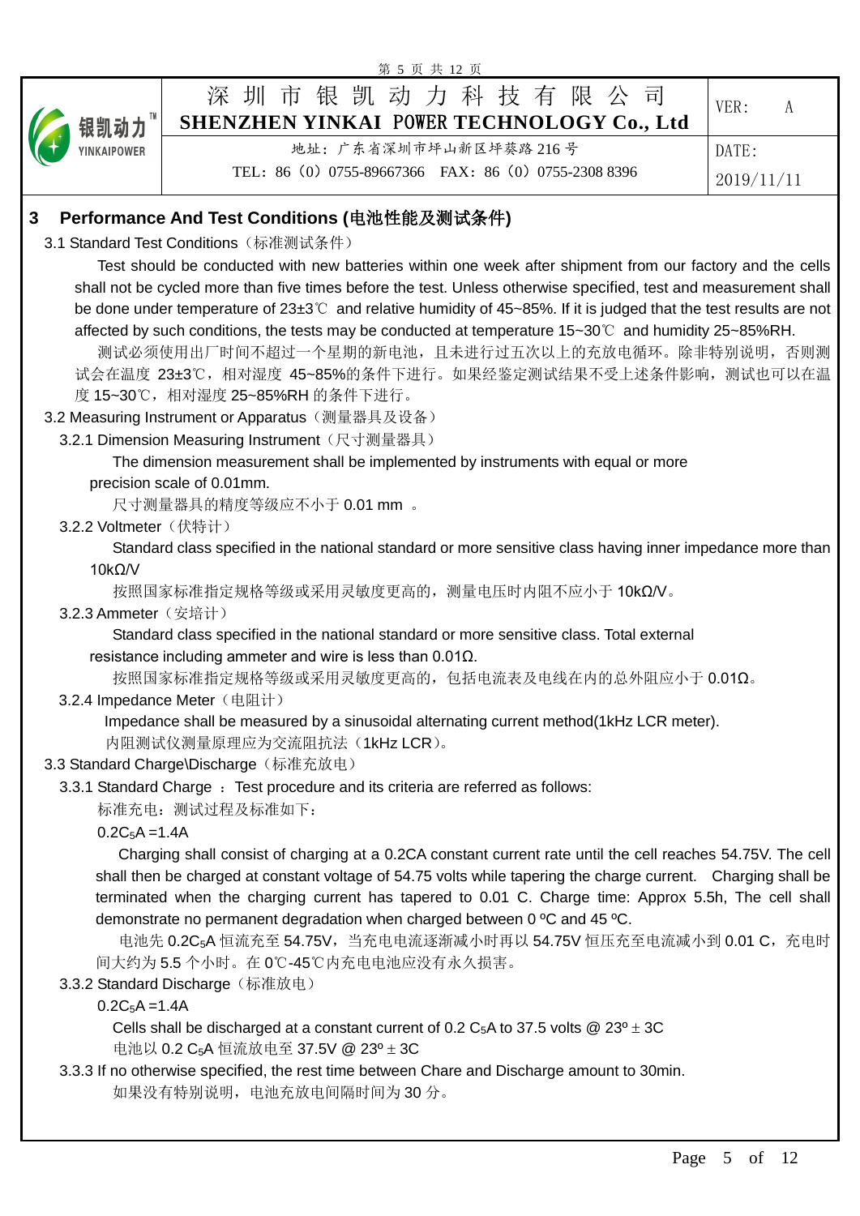## 3 Performance And Test Conditions (电池性能及测试条件)

### 3.1 Standard Test Conditions（标准测试条件）

Test should be conducted with new batteries within one week after shipment from our factory and the cells shall not be cycled more than five times before the test. Unless otherwise specified, test and measurement shall be done under temperature of 23±3℃ and relative humidity of 45~85%. If it is judged that the test results are not affected by such conditions, the tests may be conducted at temperature 15~30℃ and humidity 25~85%RH.

测试必须使用出厂时间不超过一个星期的新电池，且未进行过五次以上的充放电循环。除非特别说明，否则测试会在温度 23±3℃，相对湿度 45~85%的条件下进行。如果经鉴定测试结果不受上述条件影响，测试也可以在温度 15~30℃，相对湿度 25~85%RH 的条件下进行。

### 3.2 Measuring Instrument or Apparatus（测量器具及设备）

#### 3.2.1 Dimension Measuring Instrument（尺寸测量器具）

The dimension measurement shall be implemented by instruments with equal or more precision scale of 0.01mm.

尺寸测量器具的精度等级应不小于 0.01 mm 。

#### 3.2.2 Voltmeter（伏特计）

Standard class specified in the national standard or more sensitive class having inner impedance more than 10kΩ/V

按照国家标准指定规格等级或采用灵敏度更高的，测量电压时内阻不应小于 10kΩ/V。

#### 3.2.3 Ammeter（安培计）

Standard class specified in the national standard or more sensitive class. Total external resistance including ammeter and wire is less than 0.01Ω.

按照国家标准指定规格等级或采用灵敏度更高的，包括电流表及电线在内的总外阻应小于 0.01Ω。

#### 3.2.4 Impedance Meter（电阻计）

Impedance shall be measured by a sinusoidal alternating current method(1kHz LCR meter).

内阻测试仪测量原理应为交流阻抗法（1kHz LCR）。

### 3.3 Standard Charge\Discharge（标准充放电）

#### 3.3.1 Standard Charge ：Test procedure and its criteria are referred as follows:

标准充电：测试过程及标准如下：

$0.2C_5A = 1.4A$

Charging shall consist of charging at a 0.2CA constant current rate until the cell reaches 54.75V. The cell shall then be charged at constant voltage of 54.75 volts while tapering the charge current. Charging shall be terminated when the charging current has tapered to 0.01 C. Charge time: Approx 5.5h, The cell shall demonstrate no permanent degradation when charged between 0 ºC and 45 ºC.

电池先 $0.2C_5A$ 恒流充至 54.75V，当充电电流逐渐减小时再以 54.75V 恒压充至电流减小到 0.01 C，充电时间大约为 5.5 个小时。在 0℃-45℃内充电电池应没有永久损害。

#### 3.3.2 Standard Discharge（标准放电）

$0.2C_5A = 1.4A$

Cells shall be discharged at a constant current of 0.2 $C_5A$ to 37.5 volts @ 23º ± 3C

电池以 0.2 $C_5A$ 恒流放电至 37.5V @ 23º ± 3C

#### 3.3.3 If no otherwise specified, the rest time between Chare and Discharge amount to 30min.

如果没有特别说明，电池充放电间隔时间为 30 分。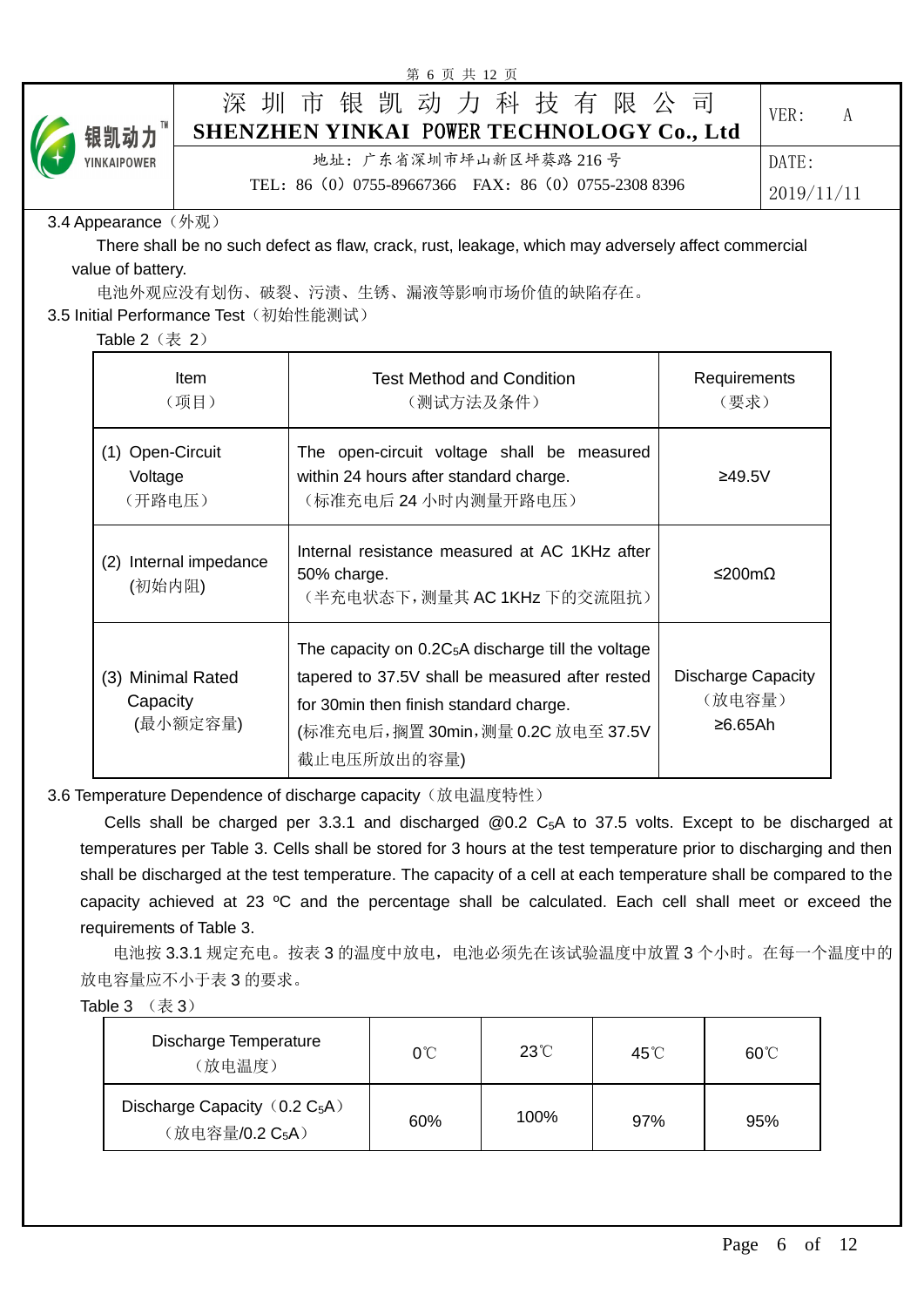3.4 Appearance（外观）

There shall be no such defect as flaw, crack, rust, leakage, which may adversely affect commercial value of battery.

电池外观应没有划伤、破裂、污渍、生锈、漏液等影响市场价值的缺陷存在。

3.5 Initial Performance Test（初始性能测试）

Table 2（表 2）

| Item（项目） | Test Method and Condition（测试方法及条件） | Requirements（要求） |
|---|---|---|
| (1) Open-Circuit Voltage（开路电压） | The open-circuit voltage shall be measured within 24 hours after standard charge.（标准充电后 24 小时内测量开路电压） | ≥49.5V |
| (2) Internal impedance (初始内阻) | Internal resistance measured at AC 1KHz after 50% charge.（半充电状态下，测量其 AC 1KHz 下的交流阻抗） | ≤200mΩ |
| (3) Minimal Rated Capacity (最小额定容量) | The capacity on $0.2C_5A$ discharge till the voltage tapered to 37.5V shall be measured after rested for 30min then finish standard charge. (标准充电后，搁置 30min，测量 0.2C 放电至 37.5V 截止电压所放出的容量) | Discharge Capacity（放电容量）≥6.65Ah |

3.6 Temperature Dependence of discharge capacity（放电温度特性）

Cells shall be charged per 3.3.1 and discharged @0.2 $C_5A$ to 37.5 volts. Except to be discharged at temperatures per Table 3. Cells shall be stored for 3 hours at the test temperature prior to discharging and then shall be discharged at the test temperature. The capacity of a cell at each temperature shall be compared to the capacity achieved at 23 ºC and the percentage shall be calculated. Each cell shall meet or exceed the requirements of Table 3.

电池按 3.3.1 规定充电。按表 3 的温度中放电，电池必须先在该试验温度中放置 3 个小时。在每一个温度中的放电容量应不小于表 3 的要求。

Table 3 （表 3）

| Discharge Temperature（放电温度） | 0℃ | 23℃ | 45℃ | 60℃ |
|---|---|---|---|---|
| Discharge Capacity（0.2 $C_5A$）（放电容量/0.2 $C_5A$） | 60% | 100% | 97% | 95% |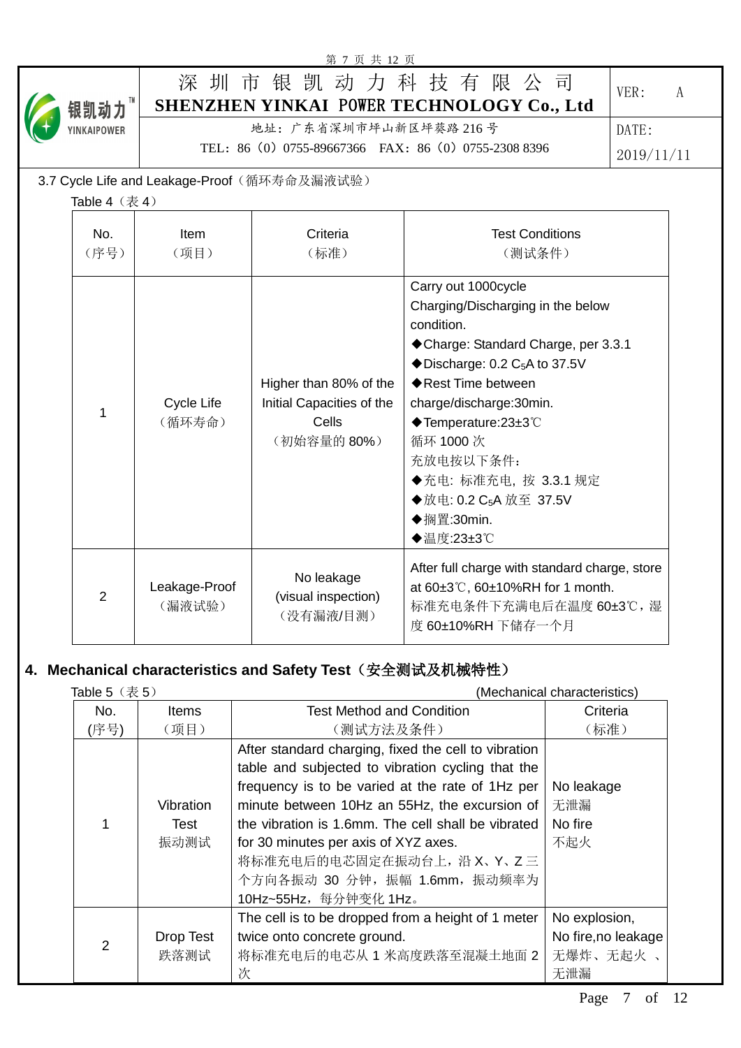### 3.7 Cycle Life and Leakage-Proof（循环寿命及漏液试验）

Table 4（表 4）

| No.（序号） | Item（项目） | Criteria（标准） | Test Conditions（测试条件） |
|---|---|---|---|
| 1 | Cycle Life（循环寿命） | Higher than 80% of the Initial Capacities of the Cells（初始容量的 80%） | Carry out 1000cycle Charging/Discharging in the below condition.<br>◆Charge: Standard Charge, per 3.3.1<br>◆Discharge: 0.2 $C_5$A to 37.5V<br>◆Rest Time between charge/discharge:30min.<br>◆Temperature:23±3℃<br>循环 1000 次<br>充放电按以下条件：<br>◆充电: 标准充电, 按 3.3.1 规定<br>◆放电: 0.2 $C_5$A 放至 37.5V<br>◆搁置:30min.<br>◆温度:23±3℃ |
| 2 | Leakage-Proof（漏液试验） | No leakage (visual inspection)（没有漏液/目测） | After full charge with standard charge, store at 60±3℃, 60±10%RH for 1 month.<br>标准充电条件下充满电后在温度 60±3℃，湿度 60±10%RH 下储存一个月 |

## 4. Mechanical characteristics and Safety Test（安全测试及机械特性）

Table 5（表 5） (Mechanical characteristics)

| No.(序号) | Items（项目） | Test Method and Condition（测试方法及条件） | Criteria（标准） |
|---|---|---|---|
| 1 | Vibration Test 振动测试 | After standard charging, fixed the cell to vibration table and subjected to vibration cycling that the frequency is to be varied at the rate of 1Hz per minute between 10Hz an 55Hz, the excursion of the vibration is 1.6mm. The cell shall be vibrated for 30 minutes per axis of XYZ axes.<br>将标准充电后的电芯固定在振动台上，沿 X、Y、Z 三个方向各振动 30 分钟，振幅 1.6mm，振动频率为 10Hz~55Hz，每分钟变化 1Hz。 | No leakage 无泄漏<br>No fire 不起火 |
| 2 | Drop Test 跌落测试 | The cell is to be dropped from a height of 1 meter twice onto concrete ground.<br>将标准充电后的电芯从 1 米高度跌落至混凝土地面 2 次 | No explosion, No fire,no leakage<br>无爆炸、无起火 、无泄漏 |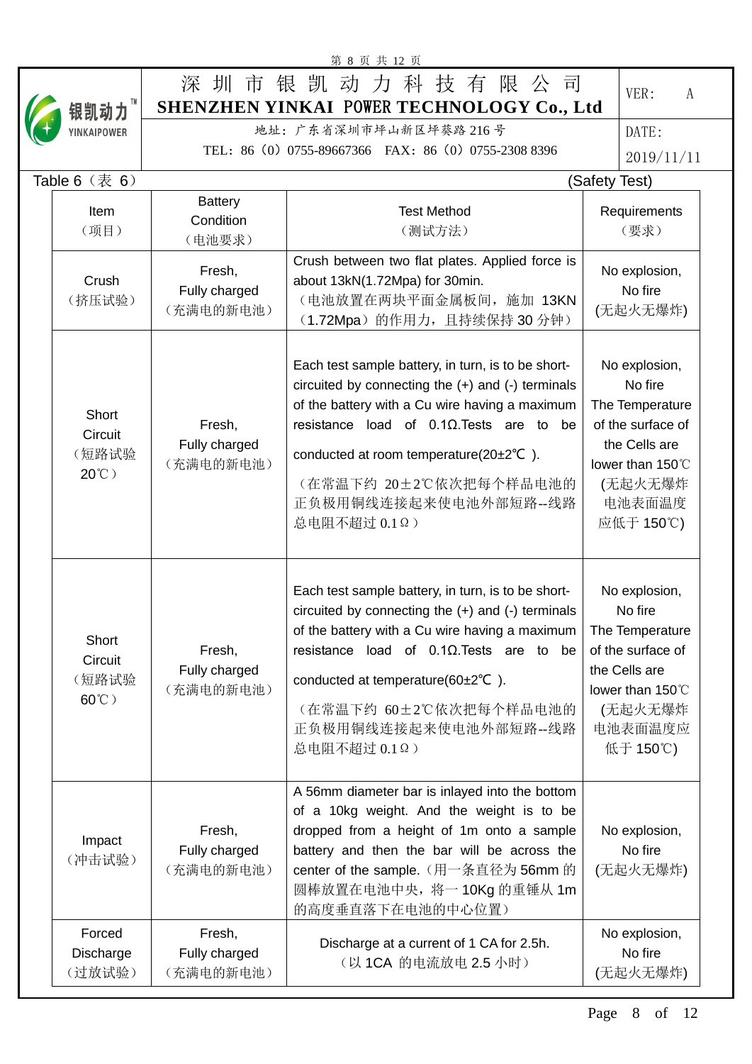| Table 6（表 6） | | | (Safety Test) |
|---|---|---|---|
| Item（项目） | Battery Condition（电池要求） | Test Method（测试方法） | Requirements（要求） |
| Crush（挤压试验） | Fresh, Fully charged（充满电的新电池） | Crush between two flat plates. Applied force is about 13kN(1.72Mpa) for 30min.（电池放置在两块平面金属板间，施加 13KN（1.72Mpa）的作用力，且持续保持 30 分钟） | No explosion, No fire (无起火无爆炸) |
| Short Circuit（短路试验 20℃） | Fresh, Fully charged（充满电的新电池） | Each test sample battery, in turn, is to be short-circuited by connecting the (+) and (-) terminals of the battery with a Cu wire having a maximum resistance load of 0.1Ω.Tests are to be conducted at room temperature(20±2℃ ).（在常温下约 20±2℃依次把每个样品电池的正负极用铜线连接起来使电池外部短路--线路总电阻不超过 0.1Ω） | No explosion, No fire The Temperature of the surface of the Cells are lower than 150℃ (无起火无爆炸电池表面温度应低于 150℃) |
| Short Circuit（短路试验 60℃） | Fresh, Fully charged（充满电的新电池） | Each test sample battery, in turn, is to be short-circuited by connecting the (+) and (-) terminals of the battery with a Cu wire having a maximum resistance load of 0.1Ω.Tests are to be conducted at temperature(60±2℃ ).（在常温下约 60±2℃依次把每个样品电池的正负极用铜线连接起来使电池外部短路--线路总电阻不超过 0.1Ω） | No explosion, No fire The Temperature of the surface of the Cells are lower than 150℃ (无起火无爆炸电池表面温度应低于 150℃) |
| Impact（冲击试验） | Fresh, Fully charged（充满电的新电池） | A 56mm diameter bar is inlayed into the bottom of a 10kg weight. And the weight is to be dropped from a height of 1m onto a sample battery and then the bar will be across the center of the sample.（用一条直径为 56mm 的圆棒放置在电池中央，将一 10Kg 的重锤从 1m 的高度垂直落下在电池的中心位置） | No explosion, No fire (无起火无爆炸) |
| Forced Discharge（过放试验） | Fresh, Fully charged（充满电的新电池） | Discharge at a current of 1 CA for 2.5h.（以 1CA 的电流放电 2.5 小时） | No explosion, No fire (无起火无爆炸) |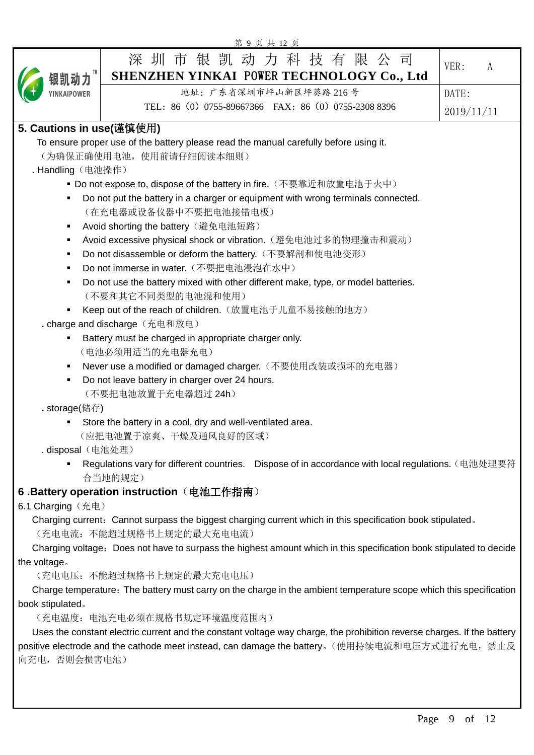## 5. Cautions in use(谨慎使用)

To ensure proper use of the battery please read the manual carefully before using it.
（为确保正确使用电池，使用前请仔细阅读本细则）

. Handling（电池操作）

- Do not expose to, dispose of the battery in fire.（不要靠近和放置电池于火中）
- Do not put the battery in a charger or equipment with wrong terminals connected.（在充电器或设备仪器中不要把电池接错电极）
- Avoid shorting the battery（避免电池短路）
- Avoid excessive physical shock or vibration.（避免电池过多的物理撞击和震动）
- Do not disassemble or deform the battery.（不要解剖和使电池变形）
- Do not immerse in water.（不要把电池浸泡在水中）
- Do not use the battery mixed with other different make, type, or model batteries.（不要和其它不同类型的电池混和使用）
- Keep out of the reach of children.（放置电池于儿童不易接触的地方）

. charge and discharge（充电和放电）

- Battery must be charged in appropriate charger only.（电池必须用适当的充电器充电）
- Never use a modified or damaged charger.（不要使用改装或损坏的充电器）
- Do not leave battery in charger over 24 hours.（不要把电池放置于充电器超过 24h）

. storage(储存)

- Store the battery in a cool, dry and well-ventilated area.（应把电池置于凉爽、干燥及通风良好的区域）

. disposal（电池处理）

- Regulations vary for different countries.  Dispose of in accordance with local regulations.（电池处理要符合当地的规定）

## 6 .Battery operation instruction（电池工作指南）

6.1 Charging（充电）

Charging current：Cannot surpass the biggest charging current which in this specification book stipulated。
（充电电流：不能超过规格书上规定的最大充电电流）

Charging voltage：Does not have to surpass the highest amount which in this specification book stipulated to decide the voltage。
（充电电压：不能超过规格书上规定的最大充电电压）

Charge temperature：The battery must carry on the charge in the ambient temperature scope which this specification book stipulated。
（充电温度：电池充电必须在规格书规定环境温度范围内）

Uses the constant electric current and the constant voltage way charge, the prohibition reverse charges. If the battery positive electrode and the cathode meet instead, can damage the battery。（使用持续电流和电压方式进行充电，禁止反向充电，否则会损害电池）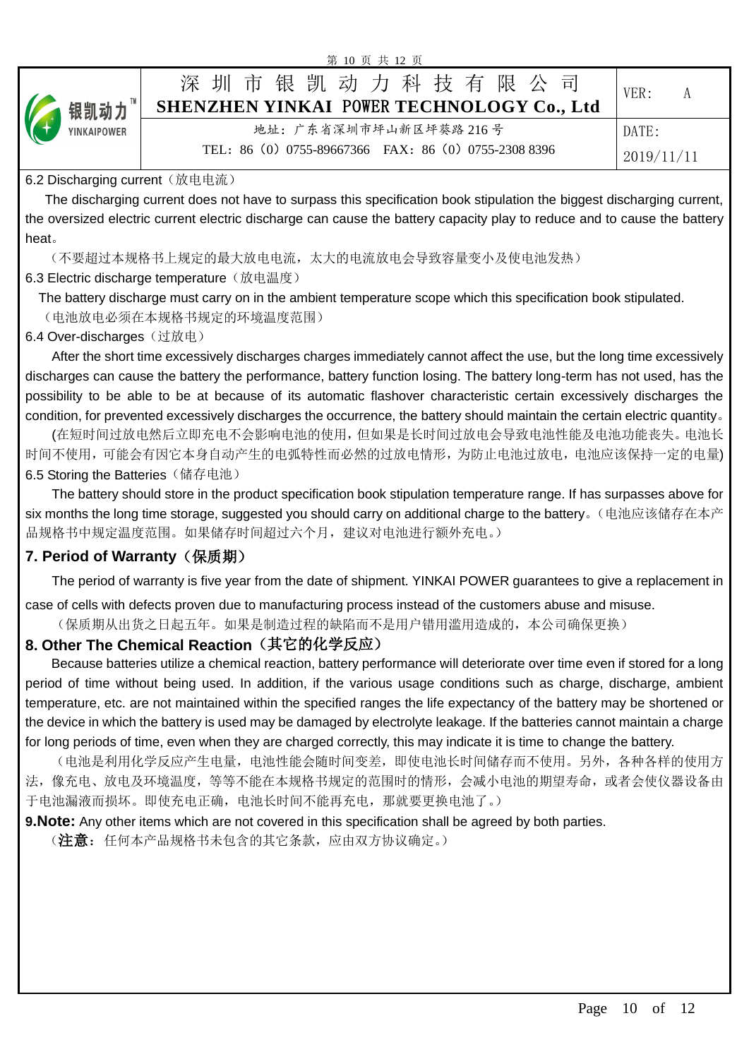6.2 Discharging current（放电电流）

The discharging current does not have to surpass this specification book stipulation the biggest discharging current, the oversized electric current electric discharge can cause the battery capacity play to reduce and to cause the battery heat。

（不要超过本规格书上规定的最大放电电流，太大的电流放电会导致容量变小及使电池发热）

6.3 Electric discharge temperature（放电温度）

The battery discharge must carry on in the ambient temperature scope which this specification book stipulated.

（电池放电必须在本规格书规定的环境温度范围）

6.4 Over-discharges（过放电）

After the short time excessively discharges charges immediately cannot affect the use, but the long time excessively discharges can cause the battery the performance, battery function losing. The battery long-term has not used, has the possibility to be able to be at because of its automatic flashover characteristic certain excessively discharges the condition, for prevented excessively discharges the occurrence, the battery should maintain the certain electric quantity。

(在短时间过放电然后立即充电不会影响电池的使用，但如果是长时间过放电会导致电池性能及电池功能丧失。电池长时间不使用，可能会有因它本身自动产生的电弧特性而必然的过放电情形，为防止电池过放电，电池应该保持一定的电量)

6.5 Storing the Batteries（储存电池）

The battery should store in the product specification book stipulation temperature range. If has surpasses above for six months the long time storage, suggested you should carry on additional charge to the battery。（电池应该储存在本产品规格书中规定温度范围。如果储存时间超过六个月，建议对电池进行额外充电。）

## 7. Period of Warranty（保质期）

The period of warranty is five year from the date of shipment. YINKAI POWER guarantees to give a replacement in case of cells with defects proven due to manufacturing process instead of the customers abuse and misuse.

（保质期从出货之日起五年。如果是制造过程的缺陷而不是用户错用滥用造成的，本公司确保更换）

## 8. Other The Chemical Reaction（其它的化学反应）

Because batteries utilize a chemical reaction, battery performance will deteriorate over time even if stored for a long period of time without being used. In addition, if the various usage conditions such as charge, discharge, ambient temperature, etc. are not maintained within the specified ranges the life expectancy of the battery may be shortened or the device in which the battery is used may be damaged by electrolyte leakage. If the batteries cannot maintain a charge for long periods of time, even when they are charged correctly, this may indicate it is time to change the battery.

（电池是利用化学反应产生电量，电池性能会随时间变差，即使电池长时间储存而不使用。另外，各种各样的使用方法，像充电、放电及环境温度，等等不能在本规格书规定的范围时的情形，会减小电池的期望寿命，或者会使仪器设备由于电池漏液而损坏。即使充电正确，电池长时间不能再充电，那就要更换电池了。）

**9.Note:** Any other items which are not covered in this specification shall be agreed by both parties.

（**注意**：任何本产品规格书未包含的其它条款，应由双方协议确定。）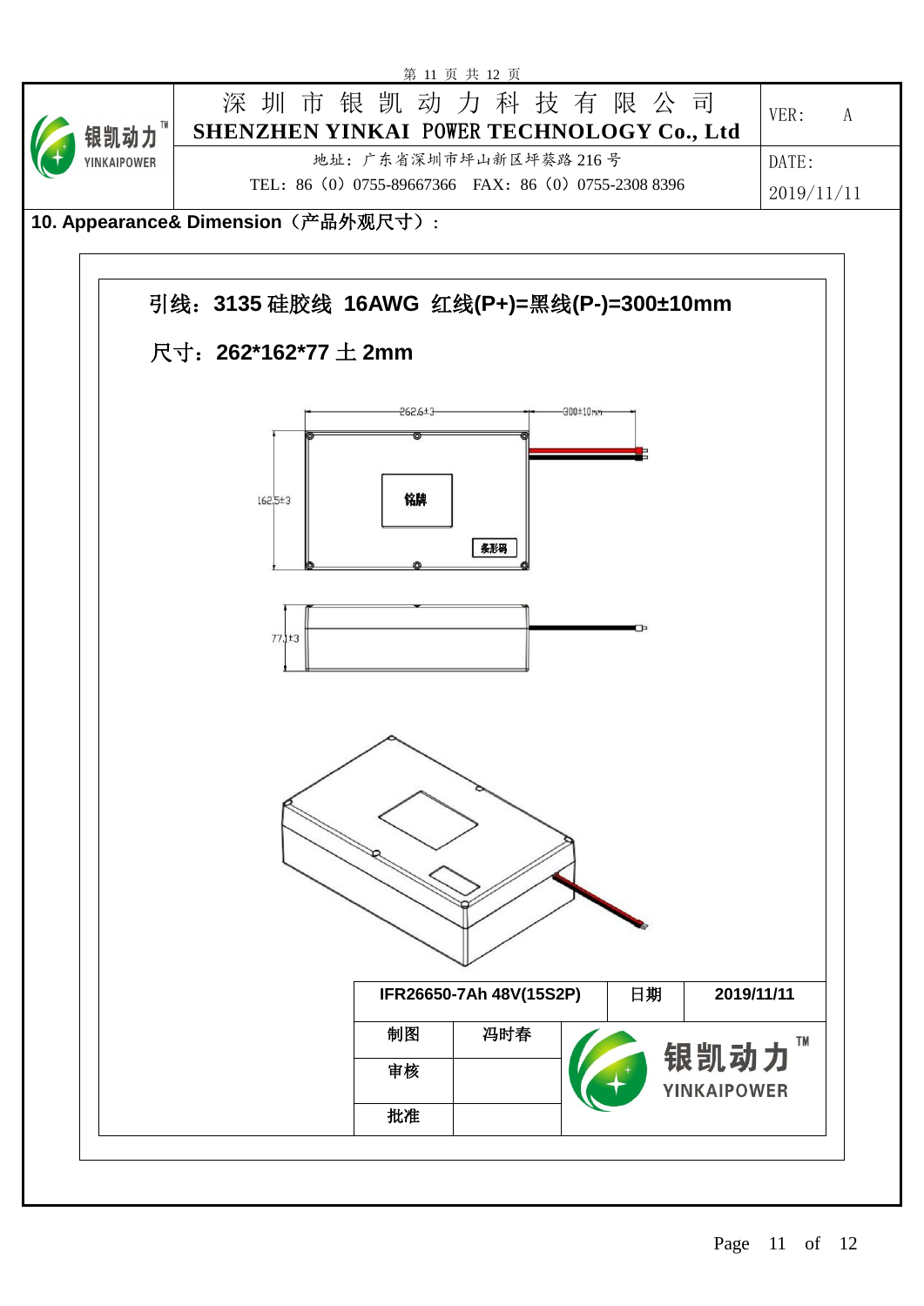## 10. Appearance& Dimension（产品外观尺寸）:

**引线：3135 硅胶线 16AWG 红线(P+)=黑线(P-)=300±10mm**

**尺寸：262*162*77 土 2mm**

262.6±3

300±10mm

162.5±3

铭牌

条形码

77.1±3

| IFR26650-7Ah 48V(15S2P) | | 日期 | 2019/11/11 |
|---|---|---|---|
| 制图 | 冯时春 | 银凯动力 YINKAIPOWER | |
| 审核 | | | |
| 批准 | | | |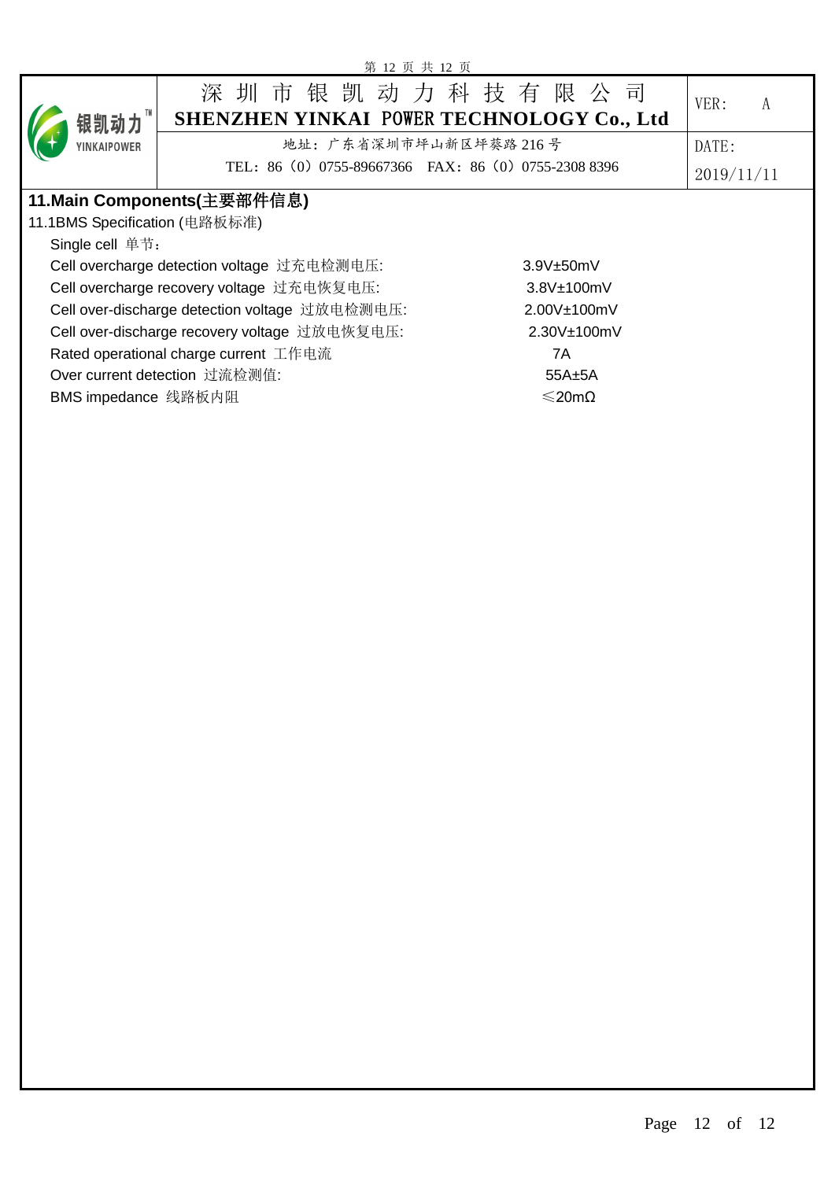## 11.Main Components(主要部件信息)

11.1BMS Specification (电路板标准)

Single cell 单节：

| | |
|---|---|
| Cell overcharge detection voltage 过充电检测电压: | 3.9V±50mV |
| Cell overcharge recovery voltage 过充电恢复电压: | 3.8V±100mV |
| Cell over-discharge detection voltage 过放电检测电压: | 2.00V±100mV |
| Cell over-discharge recovery voltage 过放电恢复电压: | 2.30V±100mV |
| Rated operational charge current 工作电流 | 7A |
| Over current detection 过流检测值: | 55A±5A |
| BMS impedance 线路板内阻 | ≤20mΩ |